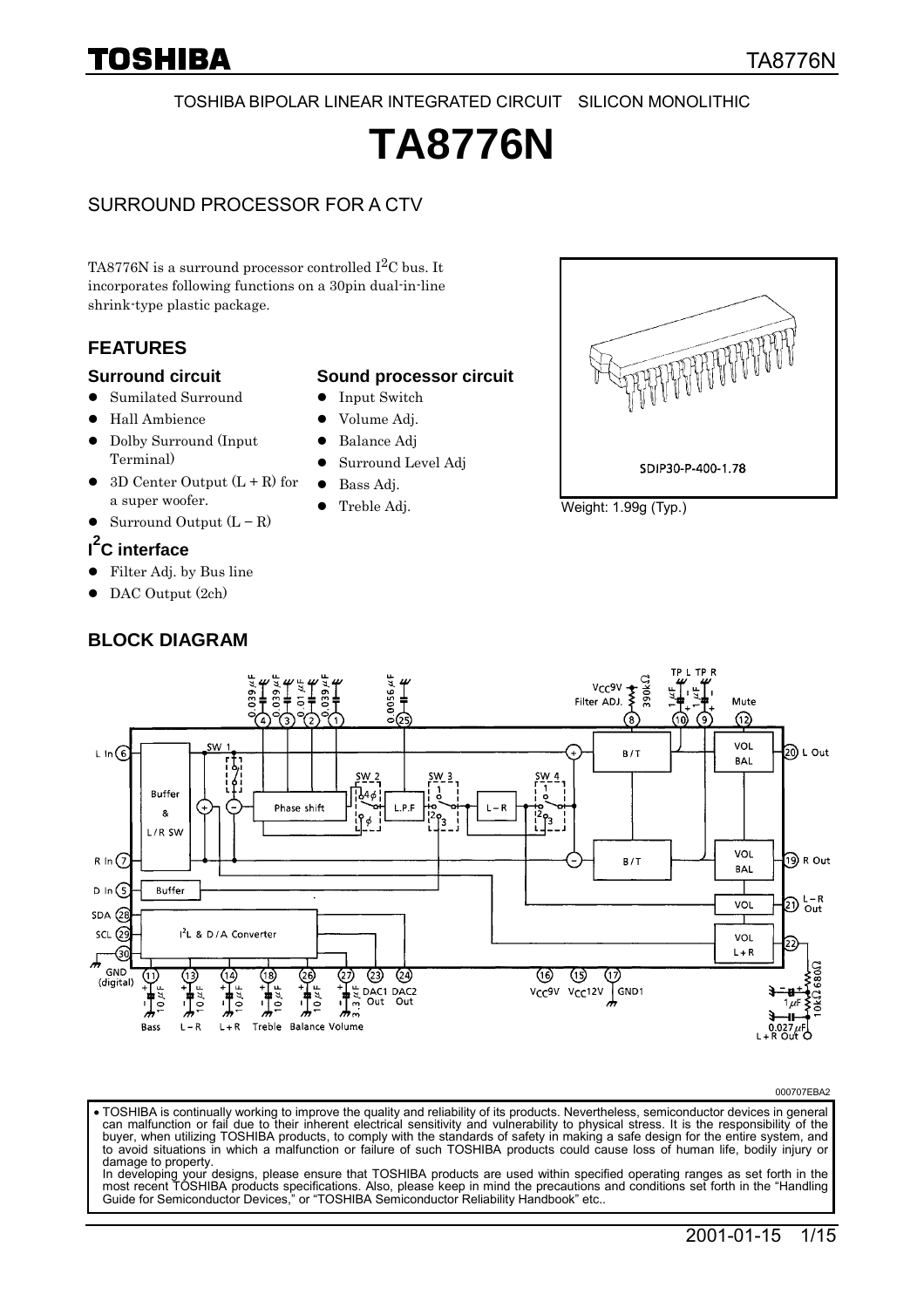TOSHIBA BIPOLAR LINEAR INTEGRATED CIRCUIT　SILICON MONOLITHIC

# TA8776N

## SURROUND PROCESSOR FOR A CTV

TA8776N is a surround processor controlled $I^2C$ bus. It incorporates following functions on a 30pin dual-in-line shrink-type plastic package.

SDIP30-P-400-1.78

Weight: 1.99g (Typ.)

## FEATURES

### Surround circuit

- Sumilated Surround
- Hall Ambience
- Dolby Surround (Input Terminal)
- 3D Center Output (L + R) for a super woofer.
- Surround Output (L − R)

### Sound processor circuit

- Input Switch
- Volume Adj.
- Balance Adj
- Surround Level Adj
- Bass Adj.
- Treble Adj.

### $I^2C$ interface

- Filter Adj. by Bus line
- DAC Output (2ch)

## BLOCK DIAGRAM

000707EBA2

- TOSHIBA is continually working to improve the quality and reliability of its products. Nevertheless, semiconductor devices in general can malfunction or fail due to their inherent electrical sensitivity and vulnerability to physical stress. It is the responsibility of the buyer, when utilizing TOSHIBA products, to comply with the standards of safety in making a safe design for the entire system, and to avoid situations in which a malfunction or failure of such TOSHIBA products could cause loss of human life, bodily injury or damage to property.
  In developing your designs, please ensure that TOSHIBA products are used within specified operating ranges as set forth in the most recent TOSHIBA products specifications. Also, please keep in mind the precautions and conditions set forth in the "Handling Guide for Semiconductor Devices," or "TOSHIBA Semiconductor Reliability Handbook" etc..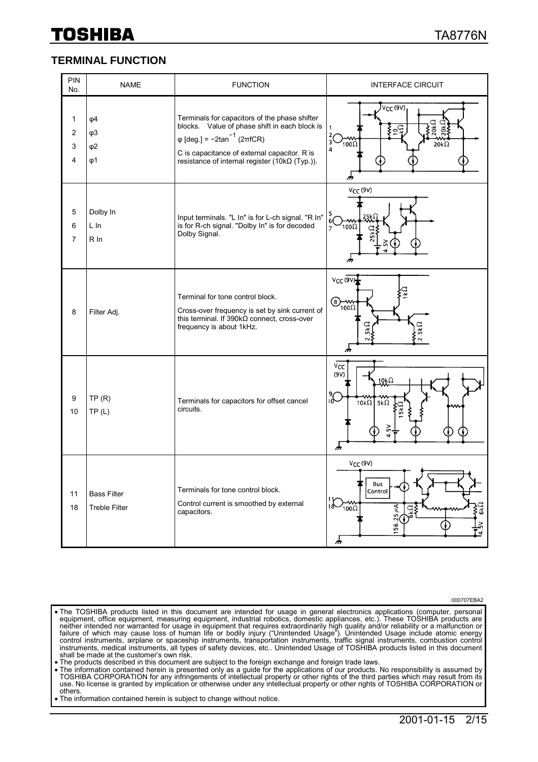## TERMINAL FUNCTION

| PIN No. | NAME | FUNCTION | INTERFACE CIRCUIT |
|---|---|---|---|
| 1<br>2<br>3<br>4 | φ4<br>φ3<br>φ2<br>φ1 | Terminals for capacitors of the phase shifter blocks. Value of phase shift in each block is $\varphi$ [deg.] = $-2\tan^{-1}(2\pi fCR)$<br>C is capacitance of external capacitor. R is resistance of internal register (10kΩ (Typ.)). | |
| 5<br>6<br>7 | Dolby In<br>L In<br>R In | Input terminals. "L In" is for L-ch signal. "R In" is for R-ch signal. "Dolby In" is for decoded Dolby Signal. | |
| 8 | Filter Adj. | Terminal for tone control block.<br>Cross-over frequency is set by sink current of this terminal. If 390kΩ connect, cross-over frequency is about 1kHz. | |
| 9<br>10 | TP (R)<br>TP (L) | Terminals for capacitors for offset cancel circuits. | |
| 11<br>18 | Bass Filter<br>Treble Filter | Terminals for tone control block.<br>Control current is smoothed by external capacitors. | |

000707EBA2

- The TOSHIBA products listed in this document are intended for usage in general electronics applications (computer, personal equipment, office equipment, measuring equipment, industrial robotics, domestic appliances, etc.). These TOSHIBA products are neither intended nor warranted for usage in equipment that requires extraordinarily high quality and/or reliability or a malfunction or failure of which may cause loss of human life or bodily injury ("Unintended Usage"). Unintended Usage include atomic energy control instruments, airplane or spaceship instruments, transportation instruments, traffic signal instruments, combustion control instruments, medical instruments, all types of safety devices, etc.. Unintended Usage of TOSHIBA products listed in this document shall be made at the customer's own risk.
- The products described in this document are subject to the foreign exchange and foreign trade laws.
- The information contained herein is presented only as a guide for the applications of our products. No responsibility is assumed by TOSHIBA CORPORATION for any infringements of intellectual property or other rights of the third parties which may result from its use. No license is granted by implication or otherwise under any intellectual property or other rights of TOSHIBA CORPORATION or others.
- The information contained herein is subject to change without notice.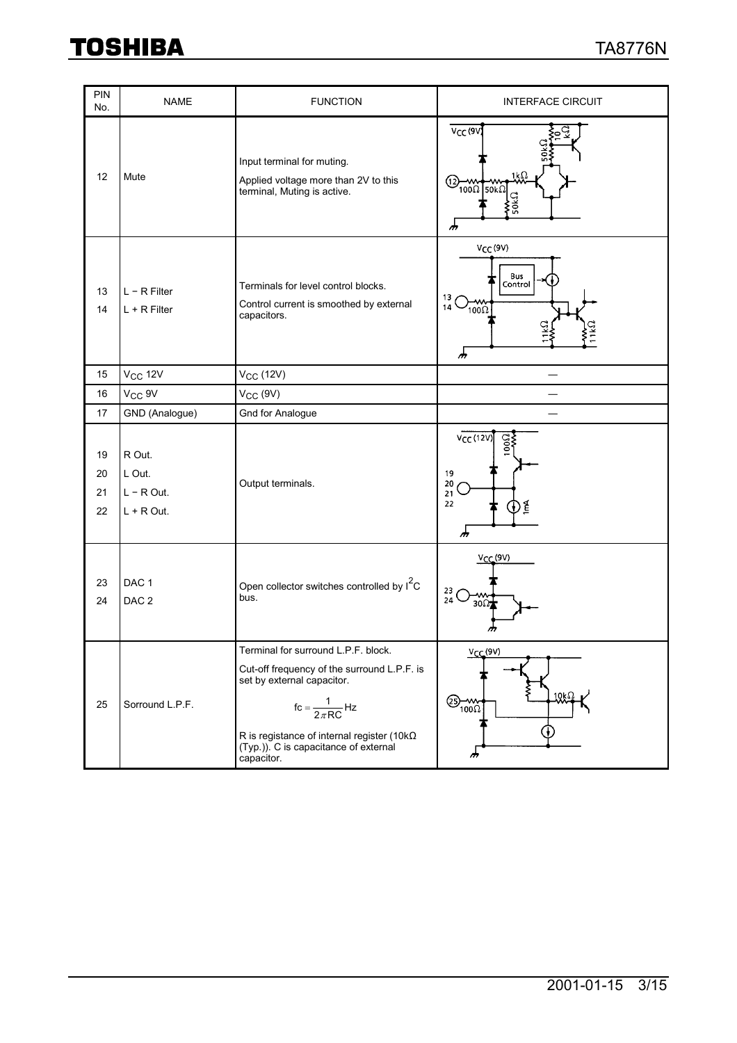| PIN No. | NAME | FUNCTION | INTERFACE CIRCUIT |
|---|---|---|---|
| 12 | Mute | Input terminal for muting.<br>Applied voltage more than 2V to this terminal, Muting is active. | |
| 13<br>14 | L − R Filter<br>L + R Filter | Terminals for level control blocks.<br>Control current is smoothed by external capacitors. | |
| 15 | $V_{CC}$ 12V | $V_{CC}$ (12V) | — |
| 16 | $V_{CC}$ 9V | $V_{CC}$ (9V) | — |
| 17 | GND (Analogue) | Gnd for Analogue | — |
| 19<br>20<br>21<br>22 | R Out.<br>L Out.<br>L − R Out.<br>L + R Out. | Output terminals. | |
| 23<br>24 | DAC 1<br>DAC 2 | Open collector switches controlled by $I^2C$ bus. | |
| 25 | Sorround L.P.F. | Terminal for surround L.P.F. block.<br>Cut-off frequency of the surround L.P.F. is set by external capacitor.<br>$\mathrm{fc} = \frac{1}{2\pi RC}\,\mathrm{Hz}$<br>R is registance of internal register (10kΩ (Typ.)). C is capacitance of external capacitor. | |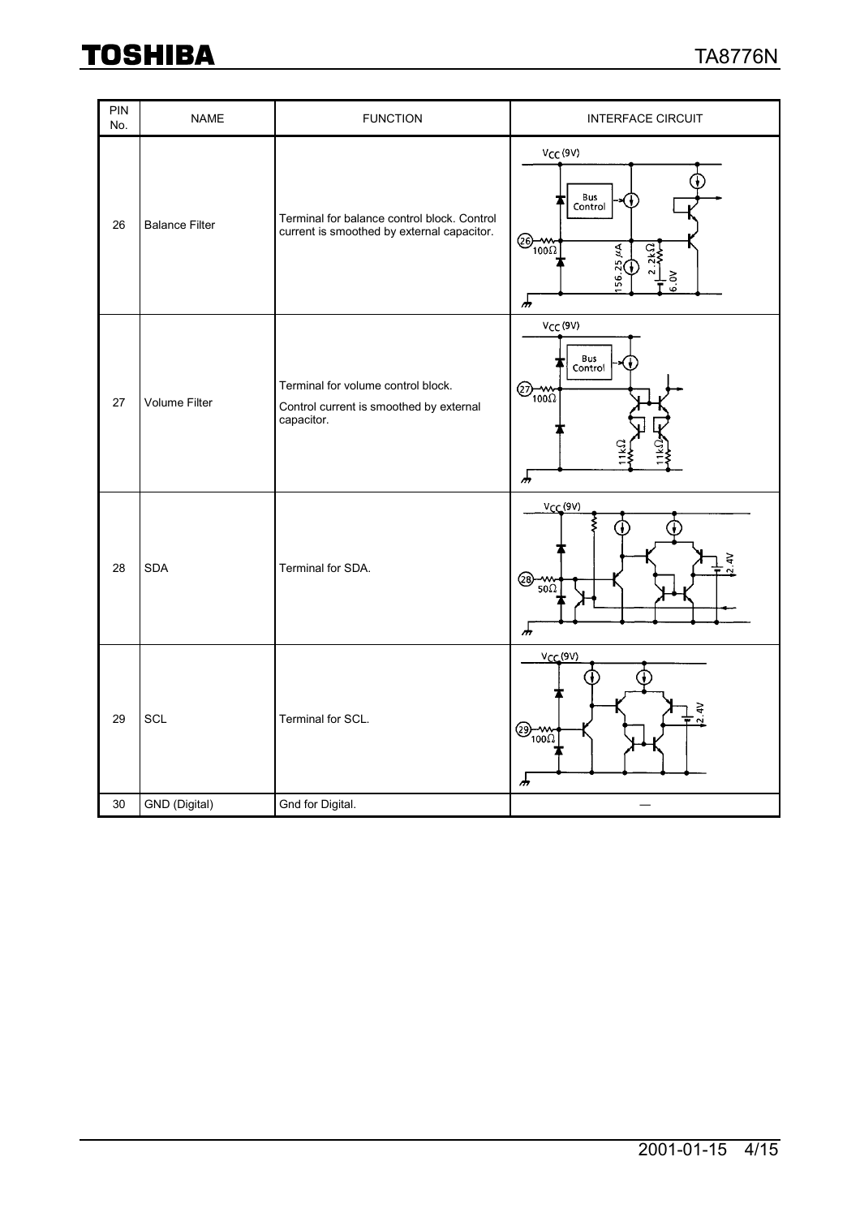| PIN No. | NAME | FUNCTION | INTERFACE CIRCUIT |
| --- | --- | --- | --- |
| 26 | Balance Filter | Terminal for balance control block. Control current is smoothed by external capacitor. | |
| 27 | Volume Filter | Terminal for volume control block. Control current is smoothed by external capacitor. | |
| 28 | SDA | Terminal for SDA. | |
| 29 | SCL | Terminal for SCL. | |
| 30 | GND (Digital) | Gnd for Digital. | — |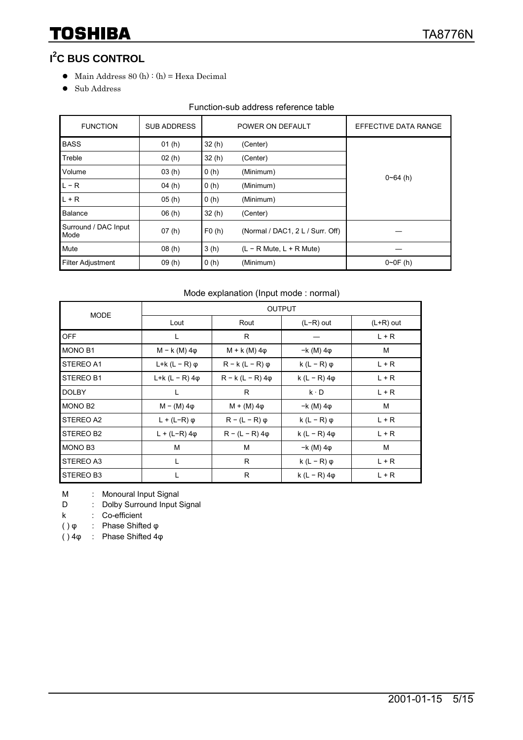## I²C BUS CONTROL

- Main Address 80 (h) : (h) = Hexa Decimal
- Sub Address

Function-sub address reference table

| FUNCTION | SUB ADDRESS | POWER ON DEFAULT | | EFFECTIVE DATA RANGE |
|---|---|---|---|---|
| BASS | 01 (h) | 32 (h) | (Center) | 0~64 (h) |
| Treble | 02 (h) | 32 (h) | (Center) | |
| Volume | 03 (h) | 0 (h) | (Minimum) | |
| L − R | 04 (h) | 0 (h) | (Minimum) | |
| L + R | 05 (h) | 0 (h) | (Minimum) | |
| Balance | 06 (h) | 32 (h) | (Center) | |
| Surround / DAC Input Mode | 07 (h) | F0 (h) | (Normal / DAC1, 2 L / Surr. Off) | — |
| Mute | 08 (h) | 3 (h) | (L − R Mute, L + R Mute) | — |
| Filter Adjustment | 09 (h) | 0 (h) | (Minimum) | 0~0F (h) |

Mode explanation (Input mode : normal)

| MODE | OUTPUT | | | |
|---|---|---|---|---|
| | Lout | Rout | (L−R) out | (L+R) out |
| OFF | L | R | — | L + R |
| MONO B1 | M − k (M) 4φ | M + k (M) 4φ | −k (M) 4φ | M |
| STEREO A1 | L+k (L − R) φ | R − k (L − R) φ | k (L − R) φ | L + R |
| STEREO B1 | L+k (L − R) 4φ | R − k (L − R) 4φ | k (L − R) 4φ | L + R |
| DOLBY | L | R | k · D | L + R |
| MONO B2 | M − (M) 4φ | M + (M) 4φ | −k (M) 4φ | M |
| STEREO A2 | L + (L−R) φ | R − (L − R) φ | k (L − R) φ | L + R |
| STEREO B2 | L + (L−R) 4φ | R − (L − R) 4φ | k (L − R) 4φ | L + R |
| MONO B3 | M | M | −k (M) 4φ | M |
| STEREO A3 | L | R | k (L − R) φ | L + R |
| STEREO B3 | L | R | k (L − R) 4φ | L + R |

M : Monoural Input Signal
D : Dolby Surround Input Signal
k : Co-efficient
( ) φ : Phase Shifted φ
( ) 4φ : Phase Shifted 4φ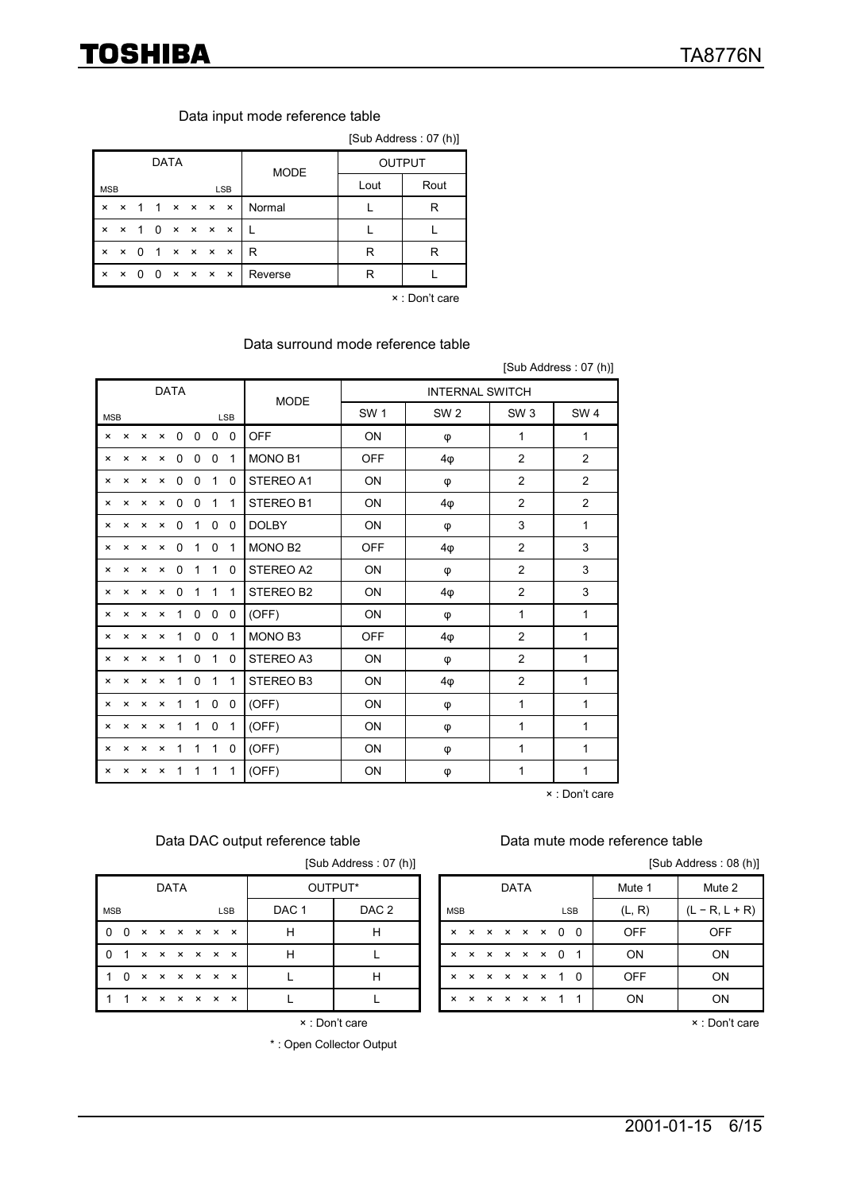### Data input mode reference table

[Sub Address : 07 (h)]

| DATA (MSB … LSB) | MODE | OUTPUT | |
|---|---|---|---|
| | | Lout | Rout |
| × × 1 1 × × × × | Normal | L | R |
| × × 1 0 × × × × | L | L | L |
| × × 0 1 × × × × | R | R | R |
| × × 0 0 × × × × | Reverse | R | L |

× : Don't care

### Data surround mode reference table

[Sub Address : 07 (h)]

| DATA (MSB … LSB) | MODE | INTERNAL SWITCH | | | |
|---|---|---|---|---|---|
| | | SW 1 | SW 2 | SW 3 | SW 4 |
| × × × × 0 0 0 0 | OFF | ON | φ | 1 | 1 |
| × × × × 0 0 0 1 | MONO B1 | OFF | 4φ | 2 | 2 |
| × × × × 0 0 1 0 | STEREO A1 | ON | φ | 2 | 2 |
| × × × × 0 0 1 1 | STEREO B1 | ON | 4φ | 2 | 2 |
| × × × × 0 1 0 0 | DOLBY | ON | φ | 3 | 1 |
| × × × × 0 1 0 1 | MONO B2 | OFF | 4φ | 2 | 3 |
| × × × × 0 1 1 0 | STEREO A2 | ON | φ | 2 | 3 |
| × × × × 0 1 1 1 | STEREO B2 | ON | 4φ | 2 | 3 |
| × × × × 1 0 0 0 | (OFF) | ON | φ | 1 | 1 |
| × × × × 1 0 0 1 | MONO B3 | OFF | 4φ | 2 | 1 |
| × × × × 1 0 1 0 | STEREO A3 | ON | φ | 2 | 1 |
| × × × × 1 0 1 1 | STEREO B3 | ON | 4φ | 2 | 1 |
| × × × × 1 1 0 0 | (OFF) | ON | φ | 1 | 1 |
| × × × × 1 1 0 1 | (OFF) | ON | φ | 1 | 1 |
| × × × × 1 1 1 0 | (OFF) | ON | φ | 1 | 1 |
| × × × × 1 1 1 1 | (OFF) | ON | φ | 1 | 1 |

× : Don't care

### Data DAC output reference table

[Sub Address : 07 (h)]

| DATA (MSB … LSB) | OUTPUT* | |
|---|---|---|
| | DAC 1 | DAC 2 |
| 0 0 × × × × × × | H | H |
| 0 1 × × × × × × | H | L |
| 1 0 × × × × × × | L | H |
| 1 1 × × × × × × | L | L |

× : Don't care

* : Open Collector Output

### Data mute mode reference table

[Sub Address : 08 (h)]

| DATA (MSB … LSB) | Mute 1 | Mute 2 |
|---|---|---|
| | (L, R) | (L − R, L + R) |
| × × × × × × 0 0 | OFF | OFF |
| × × × × × × 0 1 | ON | ON |
| × × × × × × 1 0 | OFF | ON |
| × × × × × × 1 1 | ON | ON |

× : Don't care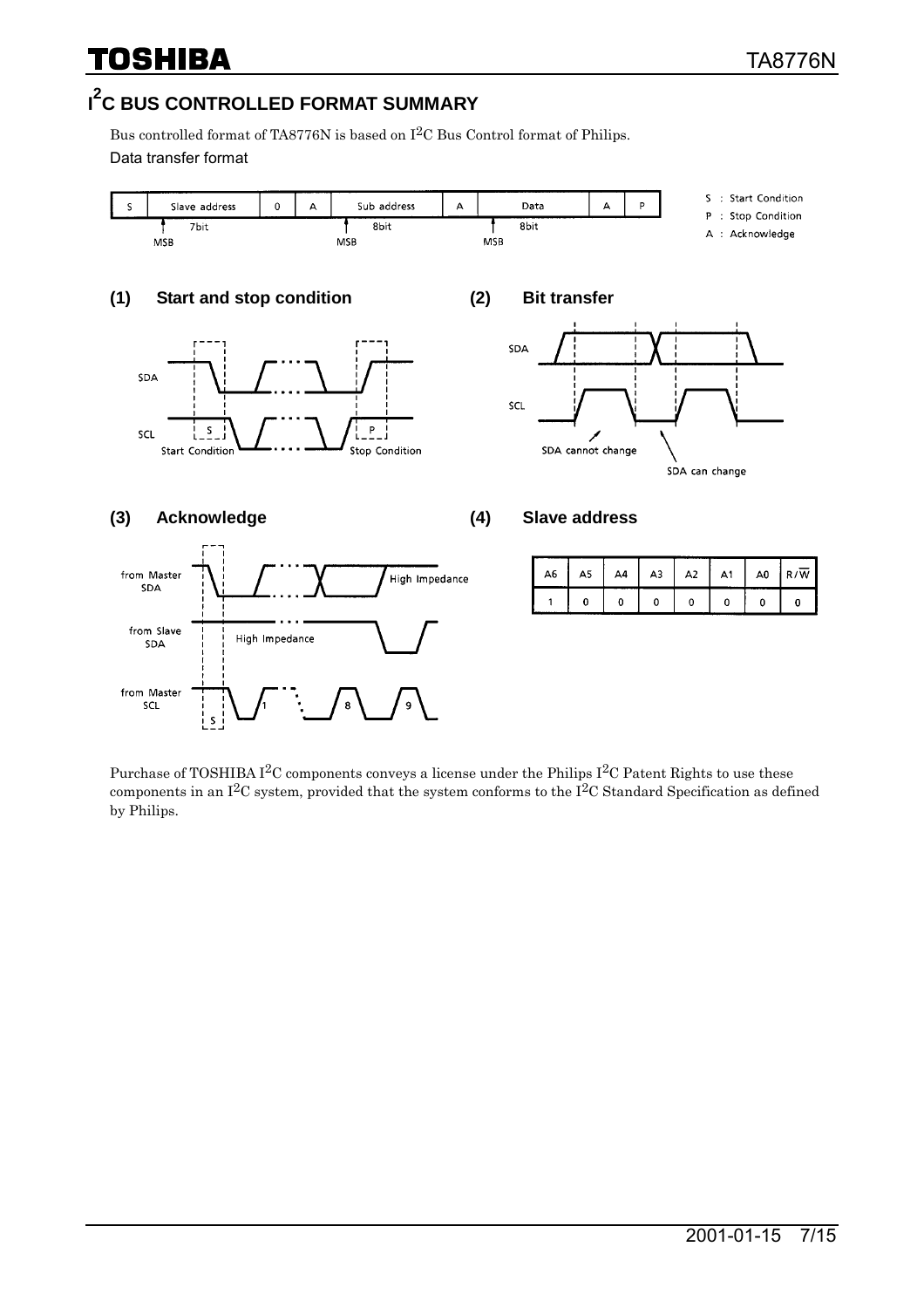# $I^2C$ BUS CONTROLLED FORMAT SUMMARY

Bus controlled format of TA8776N is based on $I^2C$ Bus Control format of Philips.

Data transfer format

| S | Slave address | 0 | A | Sub address | A | Data | A | P |
|---|---|---|---|---|---|---|---|---|
| | 7bit (MSB) | | | 8bit (MSB) | | 8bit (MSB) | | |

S : Start Condition
P : Stop Condition
A : Acknowledge

### (1) Start and stop condition

SDA

SCL

Start Condition — S

Stop Condition — P

### (2) Bit transfer

SDA

SCL

SDA cannot change

SDA can change

### (3) Acknowledge

from Master SDA — High Impedance

from Slave SDA — High Impedance

from Master SCL — S, 1, 8, 9

### (4) Slave address

| A6 | A5 | A4 | A3 | A2 | A1 | A0 | $R/\overline{W}$ |
|---|---|---|---|---|---|---|---|
| 1 | 0 | 0 | 0 | 0 | 0 | 0 | 0 |

Purchase of TOSHIBA $I^2C$ components conveys a license under the Philips $I^2C$ Patent Rights to use these components in an $I^2C$ system, provided that the system conforms to the $I^2C$ Standard Specification as defined by Philips.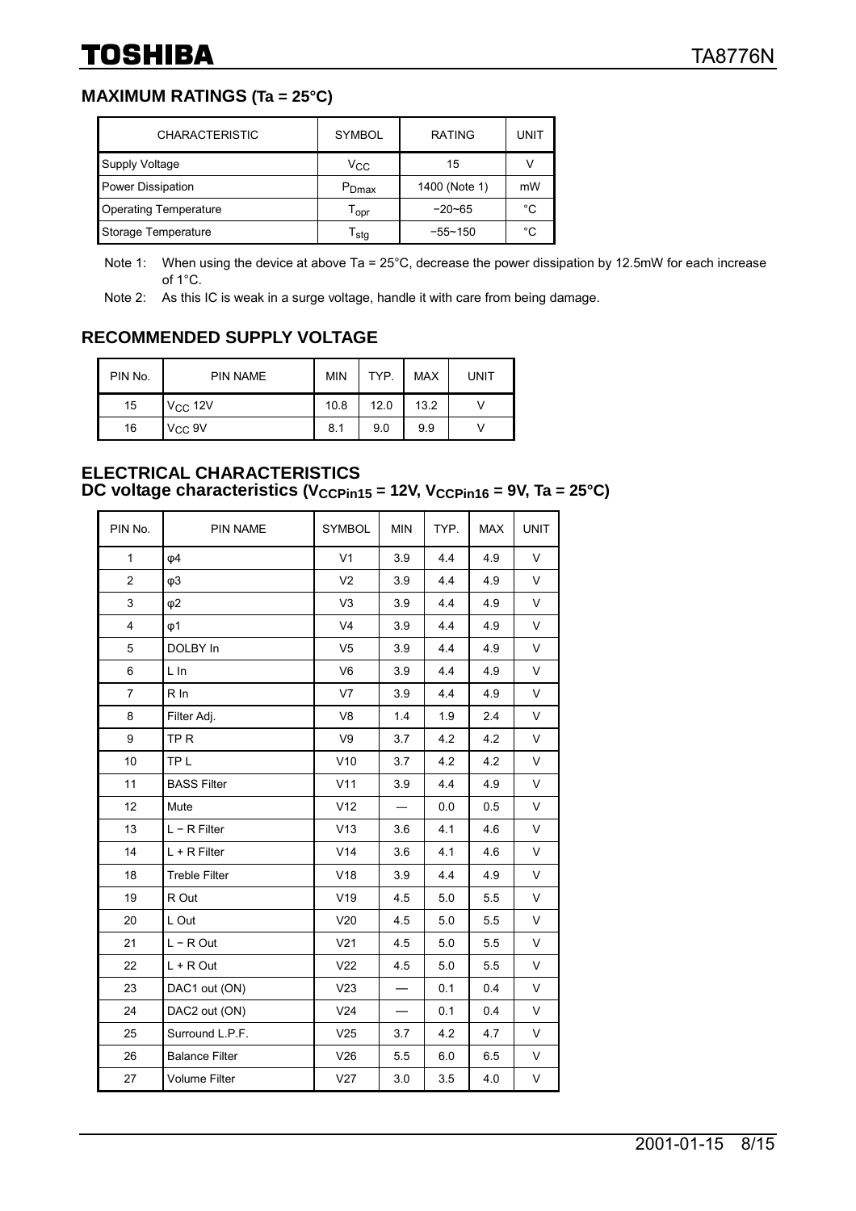## MAXIMUM RATINGS (Ta = 25°C)

| CHARACTERISTIC | SYMBOL | RATING | UNIT |
|---|---|---|---|
| Supply Voltage | $V_{CC}$ | 15 | V |
| Power Dissipation | $P_{Dmax}$ | 1400 (Note 1) | mW |
| Operating Temperature | $T_{opr}$ | −20~65 | °C |
| Storage Temperature | $T_{stg}$ | −55~150 | °C |

Note 1: When using the device at above Ta = 25°C, decrease the power dissipation by 12.5mW for each increase of 1°C.

Note 2: As this IC is weak in a surge voltage, handle it with care from being damage.

## RECOMMENDED SUPPLY VOLTAGE

| PIN No. | PIN NAME | MIN | TYP. | MAX | UNIT |
|---|---|---|---|---|---|
| 15 | $V_{CC}$ 12V | 10.8 | 12.0 | 13.2 | V |
| 16 | $V_{CC}$ 9V | 8.1 | 9.0 | 9.9 | V |

## ELECTRICAL CHARACTERISTICS

### DC voltage characteristics ($V_{CCPin15}$ = 12V, $V_{CCPin16}$ = 9V, Ta = 25°C)

| PIN No. | PIN NAME | SYMBOL | MIN | TYP. | MAX | UNIT |
|---|---|---|---|---|---|---|
| 1 | φ4 | V1 | 3.9 | 4.4 | 4.9 | V |
| 2 | φ3 | V2 | 3.9 | 4.4 | 4.9 | V |
| 3 | φ2 | V3 | 3.9 | 4.4 | 4.9 | V |
| 4 | φ1 | V4 | 3.9 | 4.4 | 4.9 | V |
| 5 | DOLBY In | V5 | 3.9 | 4.4 | 4.9 | V |
| 6 | L In | V6 | 3.9 | 4.4 | 4.9 | V |
| 7 | R In | V7 | 3.9 | 4.4 | 4.9 | V |
| 8 | Filter Adj. | V8 | 1.4 | 1.9 | 2.4 | V |
| 9 | TP R | V9 | 3.7 | 4.2 | 4.2 | V |
| 10 | TP L | V10 | 3.7 | 4.2 | 4.2 | V |
| 11 | BASS Filter | V11 | 3.9 | 4.4 | 4.9 | V |
| 12 | Mute | V12 | — | 0.0 | 0.5 | V |
| 13 | L − R Filter | V13 | 3.6 | 4.1 | 4.6 | V |
| 14 | L + R Filter | V14 | 3.6 | 4.1 | 4.6 | V |
| 18 | Treble Filter | V18 | 3.9 | 4.4 | 4.9 | V |
| 19 | R Out | V19 | 4.5 | 5.0 | 5.5 | V |
| 20 | L Out | V20 | 4.5 | 5.0 | 5.5 | V |
| 21 | L − R Out | V21 | 4.5 | 5.0 | 5.5 | V |
| 22 | L + R Out | V22 | 4.5 | 5.0 | 5.5 | V |
| 23 | DAC1 out (ON) | V23 | — | 0.1 | 0.4 | V |
| 24 | DAC2 out (ON) | V24 | — | 0.1 | 0.4 | V |
| 25 | Surround L.P.F. | V25 | 3.7 | 4.2 | 4.7 | V |
| 26 | Balance Filter | V26 | 5.5 | 6.0 | 6.5 | V |
| 27 | Volume Filter | V27 | 3.0 | 3.5 | 4.0 | V |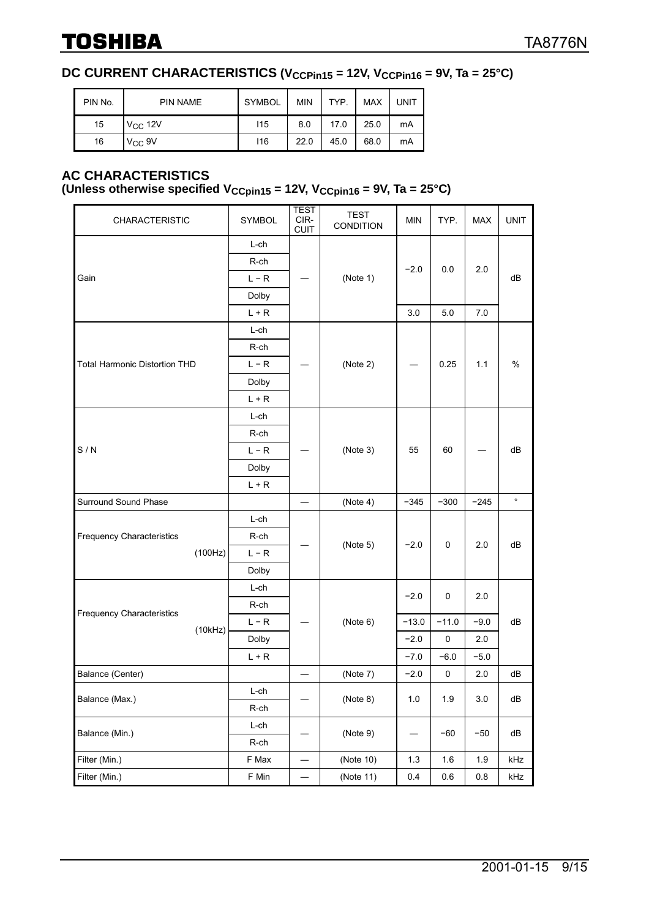## DC CURRENT CHARACTERISTICS ($V_{CCPin15}$ = 12V, $V_{CCPin16}$ = 9V, Ta = 25°C)

| PIN No. | PIN NAME | SYMBOL | MIN | TYP. | MAX | UNIT |
|---|---|---|---|---|---|---|
| 15 | $V_{CC}$ 12V | I15 | 8.0 | 17.0 | 25.0 | mA |
| 16 | $V_{CC}$ 9V | I16 | 22.0 | 45.0 | 68.0 | mA |

## AC CHARACTERISTICS

**(Unless otherwise specified $V_{CCpin15}$ = 12V, $V_{CCpin16}$ = 9V, Ta = 25°C)**

| CHARACTERISTIC | SYMBOL | TEST CIR-CUIT | TEST CONDITION | MIN | TYP. | MAX | UNIT |
|---|---|---|---|---|---|---|---|
| Gain | L-ch | — | (Note 1) | −2.0 | 0.0 | 2.0 | dB |
| | R-ch | | | | | | |
| | L − R | | | | | | |
| | Dolby | | | | | | |
| | L + R | | | 3.0 | 5.0 | 7.0 | |
| Total Harmonic Distortion THD | L-ch | — | (Note 2) | — | 0.25 | 1.1 | % |
| | R-ch | | | | | | |
| | L − R | | | | | | |
| | Dolby | | | | | | |
| | L + R | | | | | | |
| S / N | L-ch | — | (Note 3) | 55 | 60 | — | dB |
| | R-ch | | | | | | |
| | L − R | | | | | | |
| | Dolby | | | | | | |
| | L + R | | | | | | |
| Surround Sound Phase | | — | (Note 4) | −345 | −300 | −245 | ° |
| Frequency Characteristics (100Hz) | L-ch | — | (Note 5) | −2.0 | 0 | 2.0 | dB |
| | R-ch | | | | | | |
| | L − R | | | | | | |
| | Dolby | | | | | | |
| Frequency Characteristics (10kHz) | L-ch | — | (Note 6) | −2.0 | 0 | 2.0 | dB |
| | R-ch | | | | | | |
| | L − R | | | −13.0 | −11.0 | −9.0 | |
| | Dolby | | | −2.0 | 0 | 2.0 | |
| | L + R | | | −7.0 | −6.0 | −5.0 | |
| Balance (Center) | | — | (Note 7) | −2.0 | 0 | 2.0 | dB |
| Balance (Max.) | L-ch | — | (Note 8) | 1.0 | 1.9 | 3.0 | dB |
| | R-ch | | | | | | |
| Balance (Min.) | L-ch | — | (Note 9) | — | −60 | −50 | dB |
| | R-ch | | | | | | |
| Filter (Min.) | F Max | — | (Note 10) | 1.3 | 1.6 | 1.9 | kHz |
| Filter (Min.) | F Min | — | (Note 11) | 0.4 | 0.6 | 0.8 | kHz |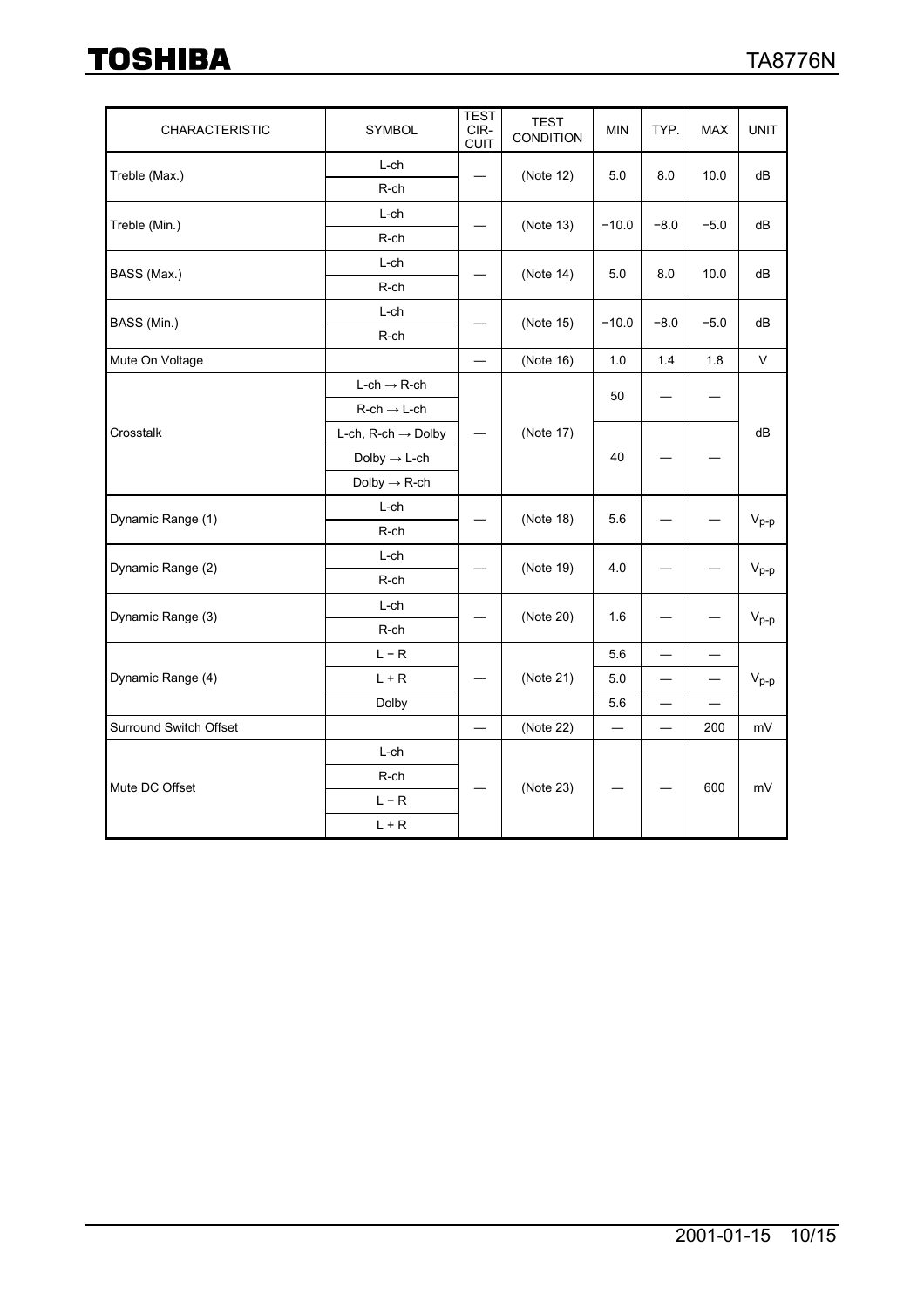| CHARACTERISTIC | SYMBOL | TEST CIR-CUIT | TEST CONDITION | MIN | TYP. | MAX | UNIT |
|---|---|---|---|---|---|---|---|
| Treble (Max.) | L-ch | — | (Note 12) | 5.0 | 8.0 | 10.0 | dB |
| | R-ch | | | | | | |
| Treble (Min.) | L-ch | — | (Note 13) | −10.0 | −8.0 | −5.0 | dB |
| | R-ch | | | | | | |
| BASS (Max.) | L-ch | — | (Note 14) | 5.0 | 8.0 | 10.0 | dB |
| | R-ch | | | | | | |
| BASS (Min.) | L-ch | — | (Note 15) | −10.0 | −8.0 | −5.0 | dB |
| | R-ch | | | | | | |
| Mute On Voltage | | — | (Note 16) | 1.0 | 1.4 | 1.8 | V |
| Crosstalk | L-ch → R-ch | — | (Note 17) | 50 | — | — | dB |
| | R-ch → L-ch | | | | | | |
| | L-ch, R-ch → Dolby | | | 40 | — | — | |
| | Dolby → L-ch | | | | | | |
| | Dolby → R-ch | | | | | | |
| Dynamic Range (1) | L-ch | — | (Note 18) | 5.6 | — | — | $V_{p\text{-}p}$ |
| | R-ch | | | | | | |
| Dynamic Range (2) | L-ch | — | (Note 19) | 4.0 | — | — | $V_{p\text{-}p}$ |
| | R-ch | | | | | | |
| Dynamic Range (3) | L-ch | — | (Note 20) | 1.6 | — | — | $V_{p\text{-}p}$ |
| | R-ch | | | | | | |
| Dynamic Range (4) | L − R | — | (Note 21) | 5.6 | — | — | $V_{p\text{-}p}$ |
| | L + R | | | 5.0 | — | — | |
| | Dolby | | | 5.6 | — | — | |
| Surround Switch Offset | | — | (Note 22) | — | — | 200 | mV |
| Mute DC Offset | L-ch | — | (Note 23) | — | — | 600 | mV |
| | R-ch | | | | | | |
| | L − R | | | | | | |
| | L + R | | | | | | |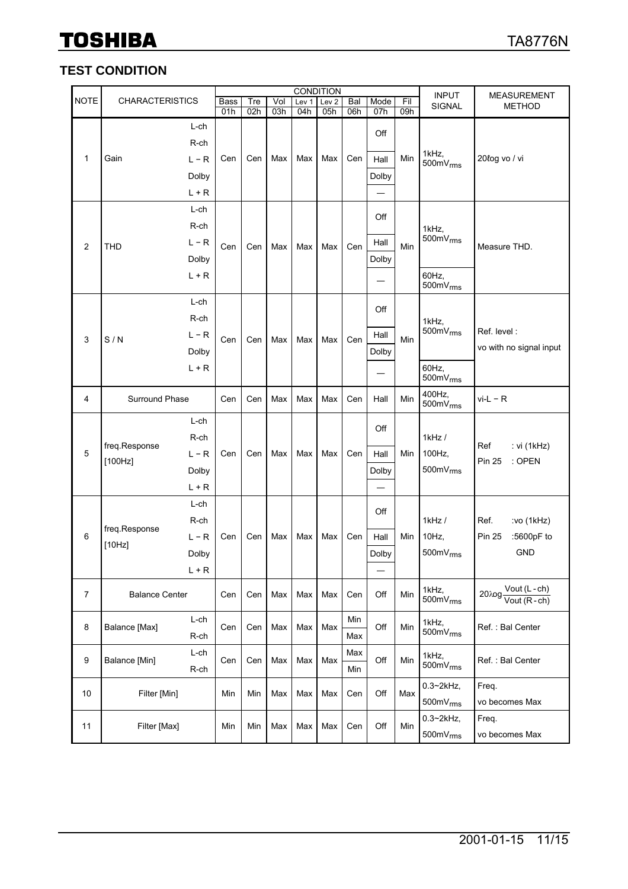## TEST CONDITION

| NOTE | CHARACTERISTICS | | Bass 01h | Tre 02h | Vol 03h | Lev 1 04h | Lev 2 05h | Bal 06h | Mode 07h | Fil 09h | INPUT SIGNAL | MEASUREMENT METHOD |
|---|---|---|---|---|---|---|---|---|---|---|---|---|
| 1 | Gain | L-ch | Cen | Cen | Max | Max | Max | Cen | Off | Min | 1kHz, $500mV_{rms}$ | $20\ell og\ vo / vi$ |
| | | R-ch | | | | | | | Off | | | |
| | | L − R | | | | | | | Hall | | | |
| | | Dolby | | | | | | | Dolby | | | |
| | | L + R | | | | | | | — | | | |
| 2 | THD | L-ch | Cen | Cen | Max | Max | Max | Cen | Off | Min | 1kHz, $500mV_{rms}$ | Measure THD. |
| | | R-ch | | | | | | | Off | | 1kHz, $500mV_{rms}$ | |
| | | L − R | | | | | | | Hall | | 1kHz, $500mV_{rms}$ | |
| | | Dolby | | | | | | | Dolby | | 1kHz, $500mV_{rms}$ | |
| | | L + R | | | | | | | — | | 60Hz, $500mV_{rms}$ | |
| 3 | S / N | L-ch | Cen | Cen | Max | Max | Max | Cen | Off | Min | 1kHz, $500mV_{rms}$ | Ref. level : vo with no signal input |
| | | R-ch | | | | | | | Off | | 1kHz, $500mV_{rms}$ | |
| | | L − R | | | | | | | Hall | | 1kHz, $500mV_{rms}$ | |
| | | Dolby | | | | | | | Dolby | | 1kHz, $500mV_{rms}$ | |
| | | L + R | | | | | | | — | | 60Hz, $500mV_{rms}$ | |
| 4 | Surround Phase | | Cen | Cen | Max | Max | Max | Cen | Hall | Min | 400Hz, $500mV_{rms}$ | vi-L − R |
| 5 | freq.Response [100Hz] | L-ch | Cen | Cen | Max | Max | Max | Cen | Off | Min | 1kHz / 100Hz, $500mV_{rms}$ | Ref : vi (1kHz) Pin 25 : OPEN |
| | | R-ch | | | | | | | Off | | | |
| | | L − R | | | | | | | Hall | | | |
| | | Dolby | | | | | | | Dolby | | | |
| | | L + R | | | | | | | — | | | |
| 6 | freq.Response [10Hz] | L-ch | Cen | Cen | Max | Max | Max | Cen | Off | Min | 1kHz / 10Hz, $500mV_{rms}$ | Ref. :vo (1kHz) Pin 25 :5600pF to GND |
| | | R-ch | | | | | | | Off | | | |
| | | L − R | | | | | | | Hall | | | |
| | | Dolby | | | | | | | Dolby | | | |
| | | L + R | | | | | | | — | | | |
| 7 | Balance Center | | Cen | Cen | Max | Max | Max | Cen | Off | Min | 1kHz, $500mV_{rms}$ | $20\ell og \frac{Vout\ (L - ch)}{Vout\ (R - ch)}$ |
| 8 | Balance [Max] | L-ch | Cen | Cen | Max | Max | Max | Min | Off | Min | 1kHz, $500mV_{rms}$ | Ref. : Bal Center |
| | | R-ch | | | | | | Max | | | | |
| 9 | Balance [Min] | L-ch | Cen | Cen | Max | Max | Max | Max | Off | Min | 1kHz, $500mV_{rms}$ | Ref. : Bal Center |
| | | R-ch | | | | | | Min | | | | |
| 10 | Filter [Min] | | Min | Min | Max | Max | Max | Cen | Off | Max | 0.3~2kHz, $500mV_{rms}$ | Freq. vo becomes Max |
| 11 | Filter [Max] | | Min | Min | Max | Max | Max | Cen | Off | Min | 0.3~2kHz, $500mV_{rms}$ | Freq. vo becomes Max |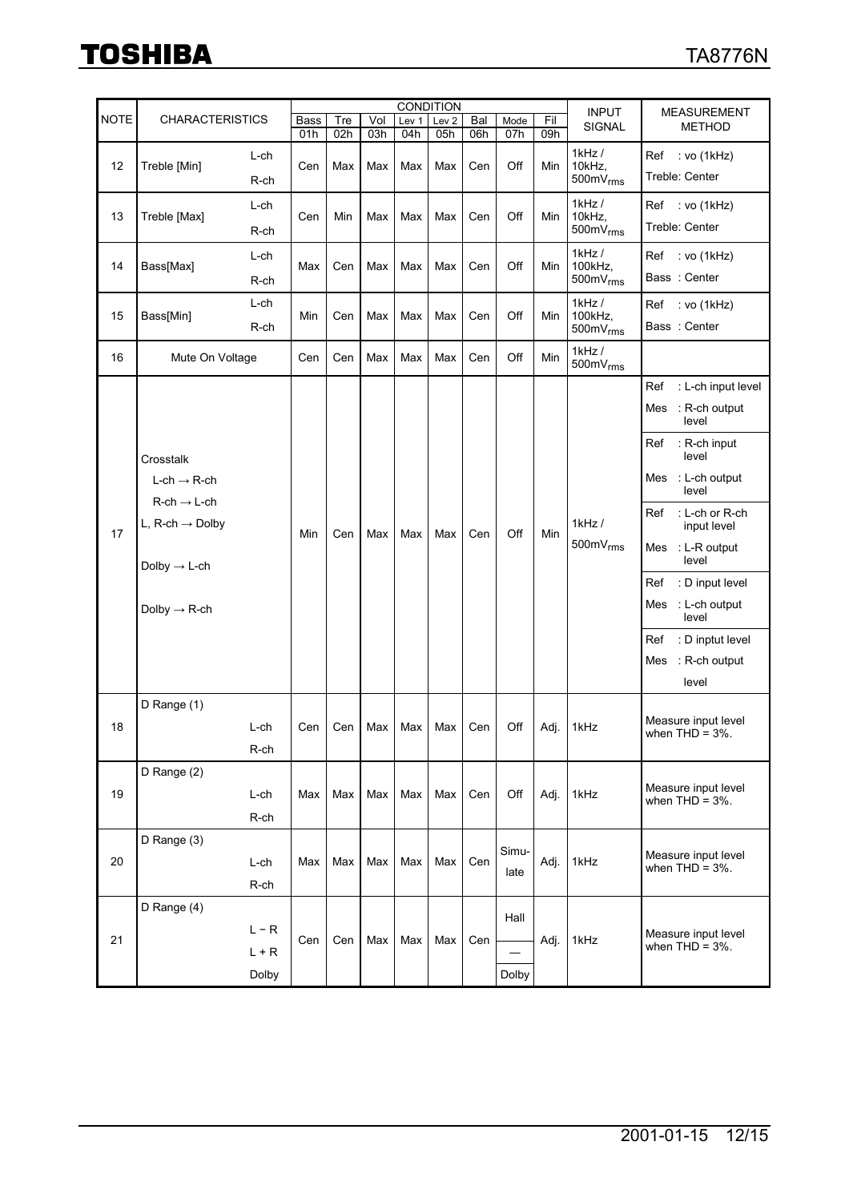| NOTE | CHARACTERISTICS | | CONDITION | | | | | | | | INPUT SIGNAL | MEASUREMENT METHOD |
|---|---|---|---|---|---|---|---|---|---|---|---|---|
| | | | Bass 01h | Tre 02h | Vol 03h | Lev 1 04h | Lev 2 05h | Bal 06h | Mode 07h | Fil 09h | | |
| 12 | Treble [Min] | L-ch<br>R-ch | Cen | Max | Max | Max | Max | Cen | Off | Min | 1kHz / 10kHz, 500mV$_{rms}$ | Ref : vo (1kHz)<br>Treble: Center |
| 13 | Treble [Max] | L-ch<br>R-ch | Cen | Min | Max | Max | Max | Cen | Off | Min | 1kHz / 10kHz, 500mV$_{rms}$ | Ref : vo (1kHz)<br>Treble: Center |
| 14 | Bass[Max] | L-ch<br>R-ch | Max | Cen | Max | Max | Max | Cen | Off | Min | 1kHz / 100kHz, 500mV$_{rms}$ | Ref : vo (1kHz)<br>Bass : Center |
| 15 | Bass[Min] | L-ch<br>R-ch | Min | Cen | Max | Max | Max | Cen | Off | Min | 1kHz / 100kHz, 500mV$_{rms}$ | Ref : vo (1kHz)<br>Bass : Center |
| 16 | Mute On Voltage | | Cen | Cen | Max | Max | Max | Cen | Off | Min | 1kHz / 500mV$_{rms}$ | |
| 17 | Crosstalk<br>L-ch → R-ch<br>R-ch → L-ch<br>L, R-ch → Dolby<br>Dolby → L-ch<br>Dolby → R-ch | | Min | Cen | Max | Max | Max | Cen | Off | Min | 1kHz / 500mV$_{rms}$ | Ref : L-ch input level<br>Mes : R-ch output level<br>Ref : R-ch input level<br>Mes : L-ch output level<br>Ref : L-ch or R-ch input level<br>Mes : L-R output level<br>Ref : D input level<br>Mes : L-ch output level<br>Ref : D inptut level<br>Mes : R-ch output level |
| 18 | D Range (1) | L-ch<br>R-ch | Cen | Cen | Max | Max | Max | Cen | Off | Adj. | 1kHz | Measure input level when THD = 3%. |
| 19 | D Range (2) | L-ch<br>R-ch | Max | Max | Max | Max | Max | Cen | Off | Adj. | 1kHz | Measure input level when THD = 3%. |
| 20 | D Range (3) | L-ch<br>R-ch | Max | Max | Max | Max | Max | Cen | Simu-late | Adj. | 1kHz | Measure input level when THD = 3%. |
| 21 | D Range (4) | L − R<br>L + R<br>Dolby | Cen | Cen | Max | Max | Max | Cen | Hall<br>—<br>Dolby | Adj. | 1kHz | Measure input level when THD = 3%. |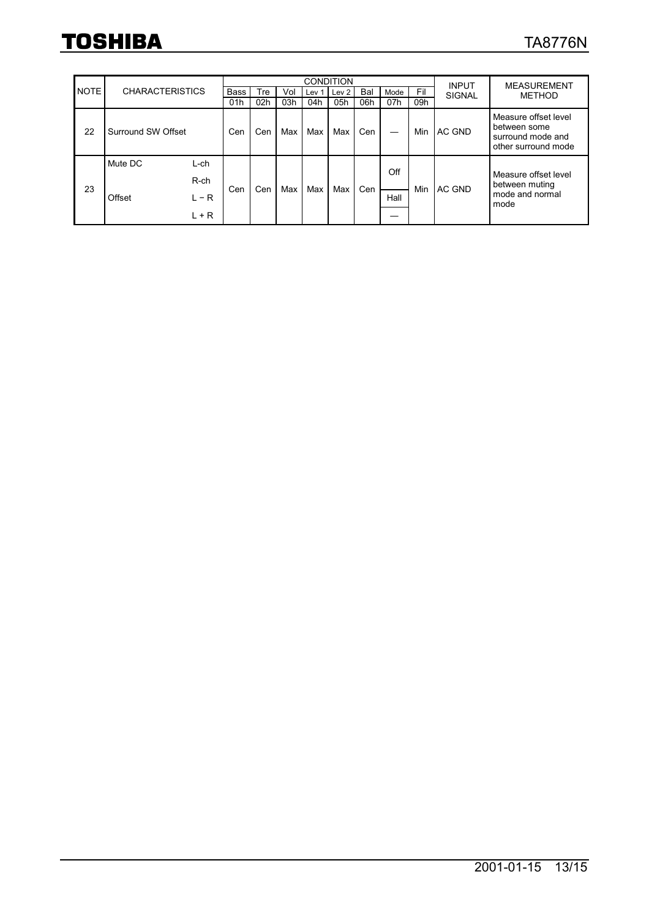| NOTE | CHARACTERISTICS | | CONDITION | | | | | | | | INPUT SIGNAL | MEASUREMENT METHOD |
|---|---|---|---|---|---|---|---|---|---|---|---|---|
| | | | Bass 01h | Tre 02h | Vol 03h | Lev 1 04h | Lev 2 05h | Bal 06h | Mode 07h | Fil 09h | | |
| 22 | Surround SW Offset | | Cen | Cen | Max | Max | Max | Cen | — | Min | AC GND | Measure offset level between some surround mode and other surround mode |
| 23 | Mute DC | L-ch | Cen | Cen | Max | Max | Max | Cen | Off | Min | AC GND | Measure offset level between muting mode and normal mode |
| | | R-ch | | | | | | | | | | |
| | Offset | L − R | | | | | | | Hall | | | |
| | | L + R | | | | | | | — | | | |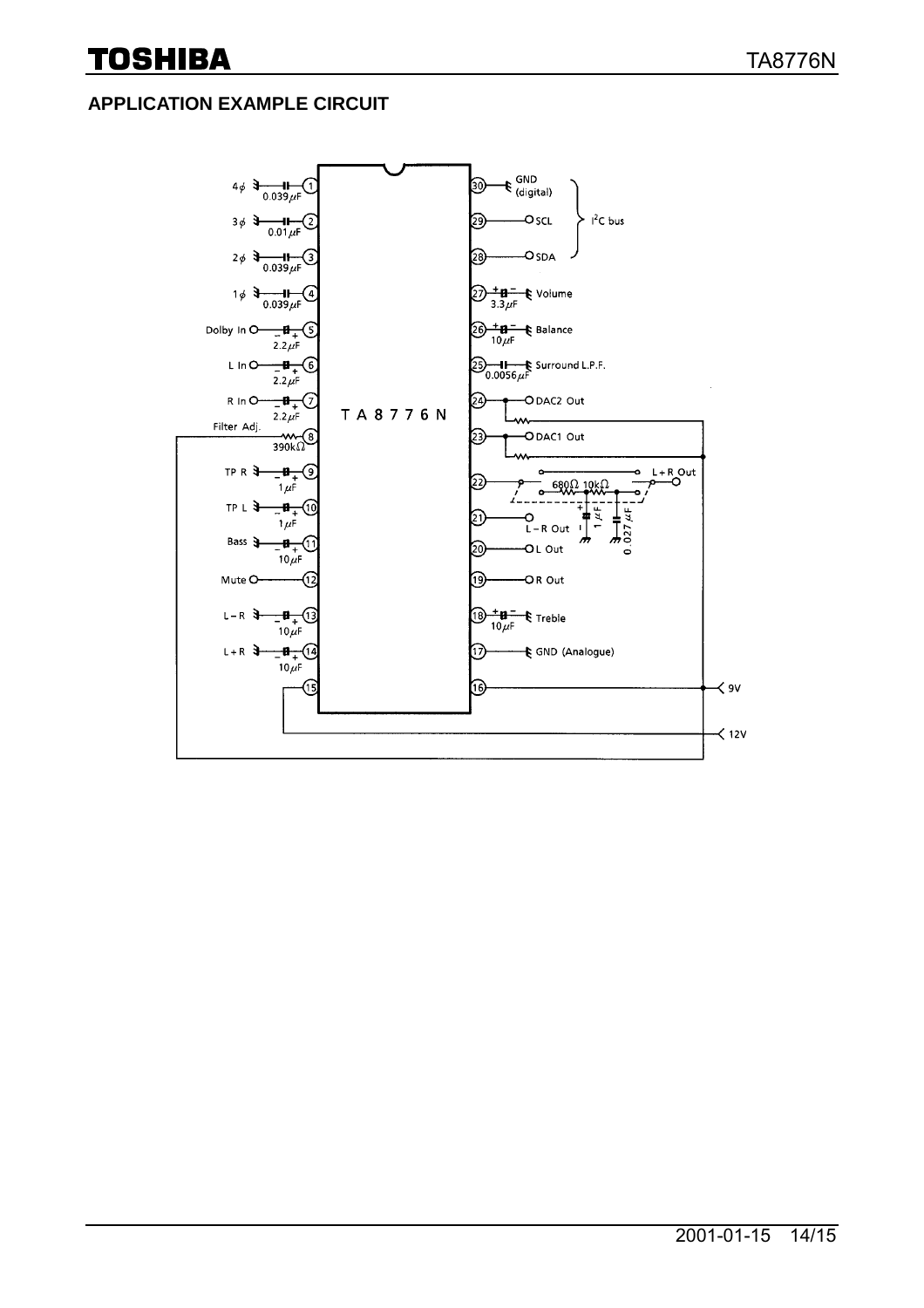## APPLICATION EXAMPLE CIRCUIT

| Pin | Left side connection | | Pin | Right side connection |
|---|---|---|---|---|
| 1 | 4φ — 0.039μF | | 30 | GND (digital) |
| 2 | 3φ — 0.01μF | | 29 | SCL (I²C bus) |
| 3 | 2φ — 0.039μF | | 28 | SDA (I²C bus) |
| 4 | 1φ — 0.039μF | | 27 | 3.3μF — Volume |
| 5 | Dolby In — 2.2μF | | 26 | 10μF — Balance |
| 6 | L In — 2.2μF | | 25 | 0.0056μF — Surround L.P.F. |
| 7 | R In — 2.2μF | | 24 | DAC2 Out |
| 8 | Filter Adj. — 390kΩ | | 23 | DAC1 Out |
| 9 | TP R — 1μF | | 22 | L + R Out (680Ω, 10kΩ, 1μF, 0.027μF) |
| 10 | TP L — 1μF | | 21 | L − R Out |
| 11 | Bass — 10μF | | 20 | L Out |
| 12 | Mute | | 19 | R Out |
| 13 | L − R — 10μF | | 18 | 10μF — Treble |
| 14 | L + R — 10μF | | 17 | GND (Analogue) |
| 15 | 12V | | 16 | 9V |

TA8776N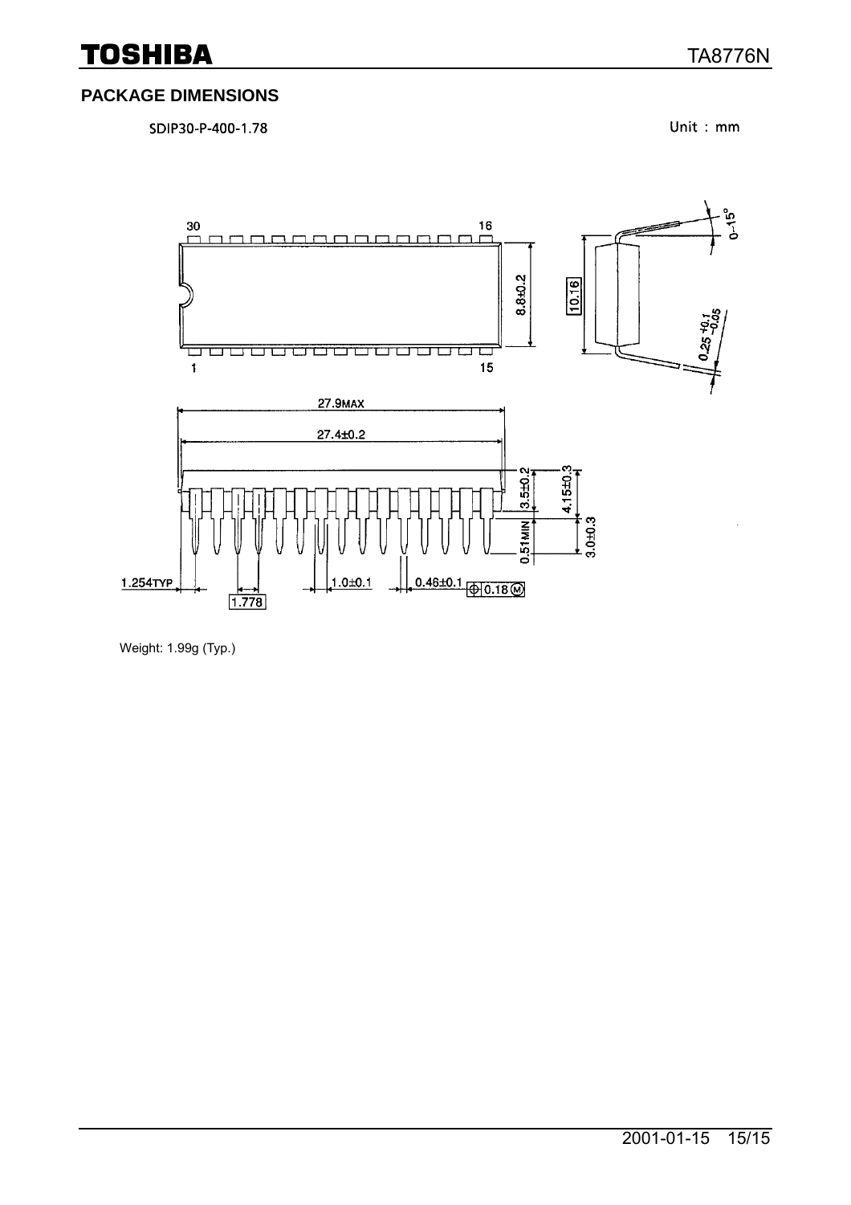## PACKAGE DIMENSIONS

SDIP30-P-400-1.78

Unit : mm

30
16
1
15
8.8±0.2
10.16
0~15°
0.25 +0.1 −0.05
27.9MAX
27.4±0.2
3.5±0.2
4.15±0.3
0.51MIN
3.0±0.3
1.254TYP
1.778
1.0±0.1
0.46±0.1
0.18 M

Weight: 1.99g (Typ.)